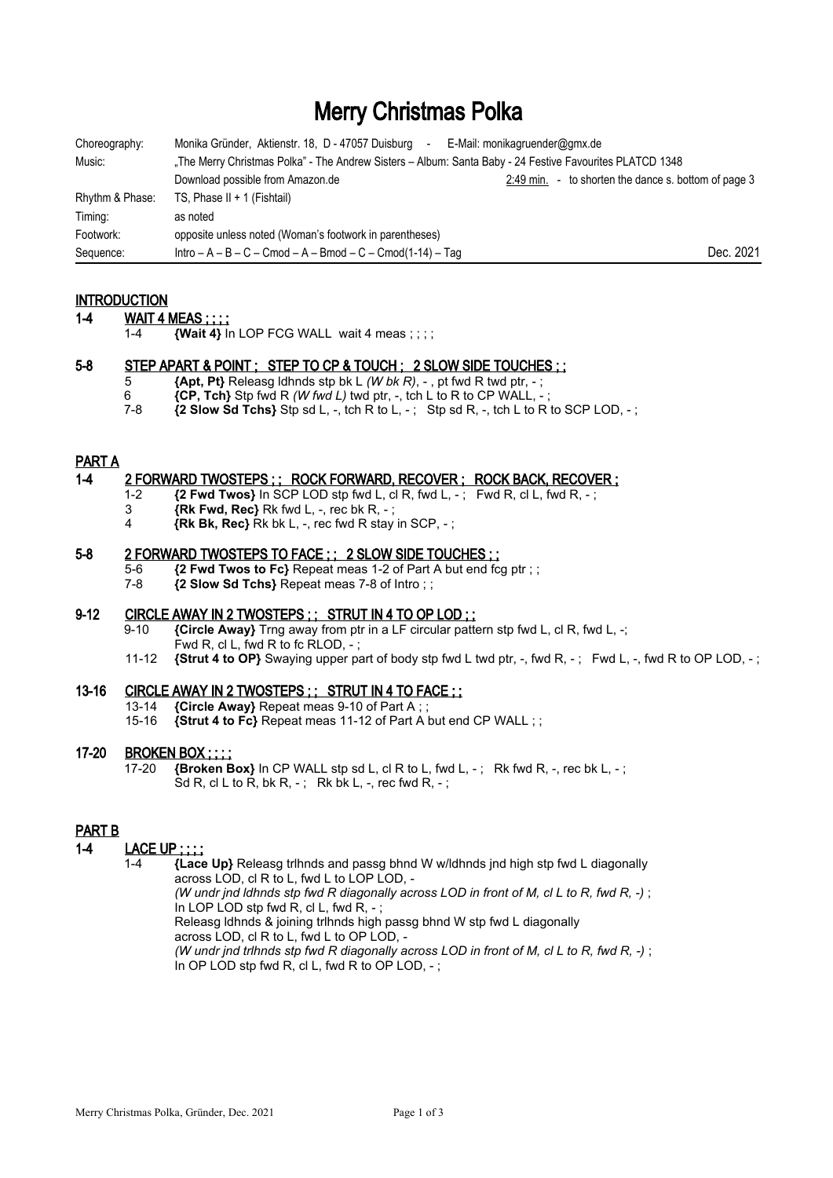# Merry Christmas Polka

| | | |
|---|---|---|
| Choreography: | Monika Gründer, Aktienstr. 18, D - 47057 Duisburg - E-Mail: monikagruender@gmx.de | |
| Music: | „The Merry Christmas Polka" - The Andrew Sisters – Album: Santa Baby - 24 Festive Favourites PLATCD 1348 | |
| | Download possible from Amazon.de | 2:49 min. - to shorten the dance s. bottom of page 3 |
| Rhythm & Phase: | TS, Phase II + 1 (Fishtail) | |
| Timing: | as noted | |
| Footwork: | opposite unless noted (Woman's footwork in parentheses) | |
| Sequence: | Intro – A – B – C – Cmod – A – Bmod – C – Cmod(1-14) – Tag | Dec. 2021 |

## INTRODUCTION

### 1-4 WAIT 4 MEAS ; ; ; ;

1-4 **{Wait 4}** In LOP FCG WALL wait 4 meas ; ; ; ;

### 5-8 STEP APART & POINT ; STEP TO CP & TOUCH ; 2 SLOW SIDE TOUCHES ; ;

5 **{Apt, Pt}** Releasg ldhnds stp bk L *(W bk R)*, - , pt fwd R twd ptr, - ;
6 **{CP, Tch}** Stp fwd R *(W fwd L)* twd ptr, -, tch L to R to CP WALL, - ;
7-8 **{2 Slow Sd Tchs}** Stp sd L, -, tch R to L, - ; Stp sd R, -, tch L to R to SCP LOD, - ;

## PART A

### 1-4 2 FORWARD TWOSTEPS ; ; ROCK FORWARD, RECOVER ; ROCK BACK, RECOVER ;

1-2 **{2 Fwd Twos}** In SCP LOD stp fwd L, cl R, fwd L, - ; Fwd R, cl L, fwd R, - ;
3 **{Rk Fwd, Rec}** Rk fwd L, -, rec bk R, - ;
4 **{Rk Bk, Rec}** Rk bk L, -, rec fwd R stay in SCP, - ;

### 5-8 2 FORWARD TWOSTEPS TO FACE ; ; 2 SLOW SIDE TOUCHES ; ;

5-6 **{2 Fwd Twos to Fc}** Repeat meas 1-2 of Part A but end fcg ptr ; ;
7-8 **{2 Slow Sd Tchs}** Repeat meas 7-8 of Intro ; ;

### 9-12 CIRCLE AWAY IN 2 TWOSTEPS ; ; STRUT IN 4 TO OP LOD ; ;

9-10 **{Circle Away}** Trng away from ptr in a LF circular pattern stp fwd L, cl R, fwd L, -;
Fwd R, cl L, fwd R to fc RLOD, - ;
11-12 **{Strut 4 to OP}** Swaying upper part of body stp fwd L twd ptr, -, fwd R, - ; Fwd L, -, fwd R to OP LOD, - ;

### 13-16 CIRCLE AWAY IN 2 TWOSTEPS ; ; STRUT IN 4 TO FACE ; ;

13-14 **{Circle Away}** Repeat meas 9-10 of Part A ; ;
15-16 **{Strut 4 to Fc}** Repeat meas 11-12 of Part A but end CP WALL ; ;

### 17-20 BROKEN BOX ; ; ; ;

17-20 **{Broken Box}** In CP WALL stp sd L, cl R to L, fwd L, - ; Rk fwd R, -, rec bk L, - ;
Sd R, cl L to R, bk R, - ; Rk bk L, -, rec fwd R, - ;

## PART B

### 1-4 LACE UP ; ; ; ;

1-4 **{Lace Up}** Releasg trlhnds and passg bhnd W w/ldhnds jnd high stp fwd L diagonally across LOD, cl R to L, fwd L to LOP LOD, -
*(W undr jnd ldhnds stp fwd R diagonally across LOD in front of M, cl L to R, fwd R, -)* ;
In LOP LOD stp fwd R, cl L, fwd R, - ;
Releasg ldhnds & joining trlhnds high passg bhnd W stp fwd L diagonally across LOD, cl R to L, fwd L to OP LOD, -
*(W undr jnd trlhnds stp fwd R diagonally across LOD in front of M, cl L to R, fwd R, -)* ;
In OP LOD stp fwd R, cl L, fwd R to OP LOD, - ;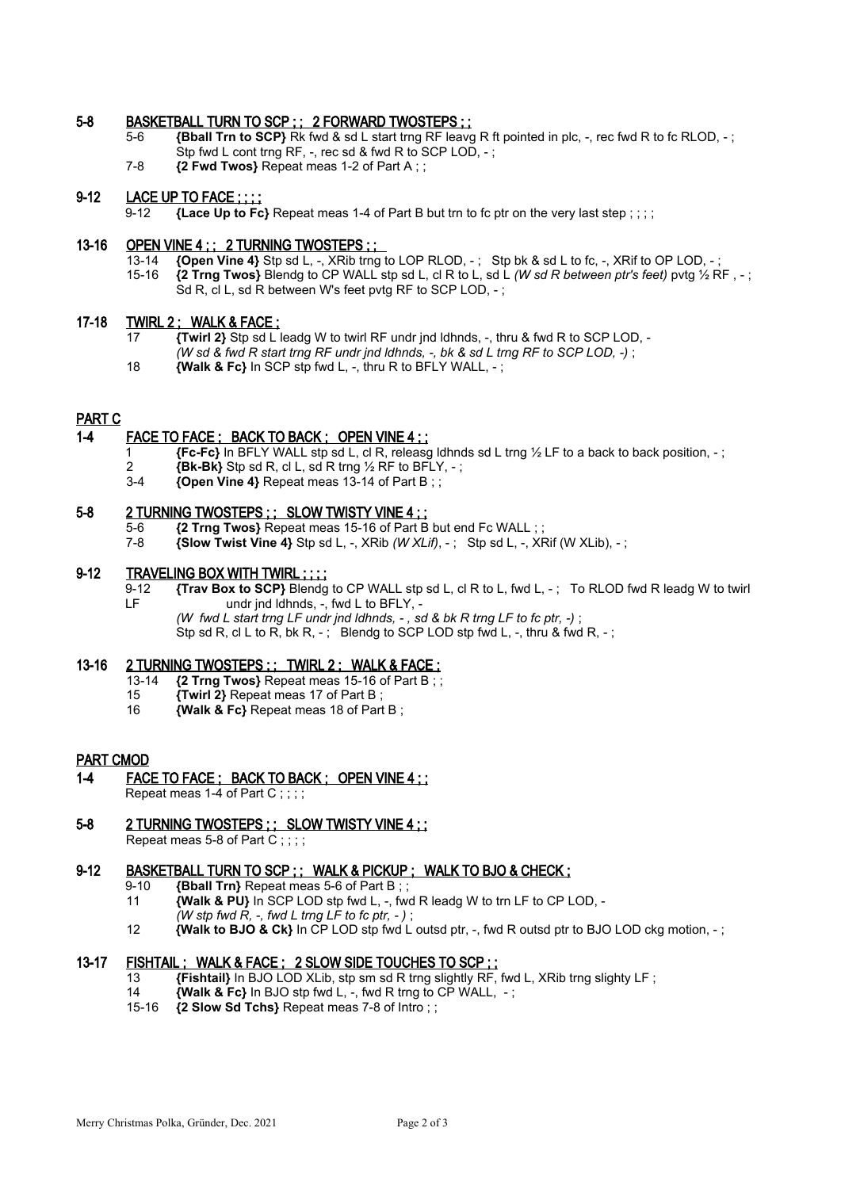### 5-8 BASKETBALL TURN TO SCP ; ; 2 FORWARD TWOSTEPS ; ;

5-6 **{Bball Trn to SCP}** Rk fwd & sd L start trng RF leavg R ft pointed in plc, -, rec fwd R to fc RLOD, - ; Stp fwd L cont trng RF, -, rec sd & fwd R to SCP LOD, - ;

7-8 **{2 Fwd Twos}** Repeat meas 1-2 of Part A ; ;

### 9-12 LACE UP TO FACE ; ; ; ;

9-12 **{Lace Up to Fc}** Repeat meas 1-4 of Part B but trn to fc ptr on the very last step ; ; ; ;

### 13-16 OPEN VINE 4 ; ; 2 TURNING TWOSTEPS ; ;

13-14 **{Open Vine 4}** Stp sd L, -, XRib trng to LOP RLOD, - ; Stp bk & sd L to fc, -, XRif to OP LOD, - ;

15-16 **{2 Trng Twos}** Blendg to CP WALL stp sd L, cl R to L, sd L *(W sd R between ptr's feet)* pvtg ½ RF , - ; Sd R, cl L, sd R between W's feet pvtg RF to SCP LOD, - ;

### 17-18 TWIRL 2 ; WALK & FACE ;

17 **{Twirl 2}** Stp sd L leadg W to twirl RF undr jnd ldhnds, -, thru & fwd R to SCP LOD, - *(W sd & fwd R start trng RF undr jnd ldhnds, -, bk & sd L trng RF to SCP LOD, -)* ;

18 **{Walk & Fc}** In SCP stp fwd L, -, thru R to BFLY WALL, - ;

## PART C

### 1-4 FACE TO FACE ; BACK TO BACK ; OPEN VINE 4 ; ;

1 **{Fc-Fc}** In BFLY WALL stp sd L, cl R, releasg ldhnds sd L trng ½ LF to a back to back position, - ;

2 **{Bk-Bk}** Stp sd R, cl L, sd R trng ½ RF to BFLY, - ;

3-4 **{Open Vine 4}** Repeat meas 13-14 of Part B ; ;

### 5-8 2 TURNING TWOSTEPS ; ; SLOW TWISTY VINE 4 ; ;

5-6 **{2 Trng Twos}** Repeat meas 15-16 of Part B but end Fc WALL ; ;

7-8 **{Slow Twist Vine 4}** Stp sd L, -, XRib *(W XLif)*, - ; Stp sd L, -, XRif (W XLib), - ;

### 9-12 TRAVELING BOX WITH TWIRL ; ; ; ;

9-12 **{Trav Box to SCP}** Blendg to CP WALL stp sd L, cl R to L, fwd L, - ; To RLOD fwd R leadg W to twirl LF undr jnd ldhnds, -, fwd L to BFLY, - *(W fwd L start trng LF undr jnd ldhnds, - , sd & bk R trng LF to fc ptr, -)* ; Stp sd R, cl L to R, bk R, - ; Blendg to SCP LOD stp fwd L, -, thru & fwd R, - ;

### 13-16 2 TURNING TWOSTEPS ; ; TWIRL 2 ; WALK & FACE ;

13-14 **{2 Trng Twos}** Repeat meas 15-16 of Part B ; ;

15 **{Twirl 2}** Repeat meas 17 of Part B ;

16 **{Walk & Fc}** Repeat meas 18 of Part B ;

## PART CMOD

### 1-4 FACE TO FACE ; BACK TO BACK ; OPEN VINE 4 ; ;

Repeat meas 1-4 of Part C ; ; ; ;

### 5-8 2 TURNING TWOSTEPS ; ; SLOW TWISTY VINE 4 ; ;

Repeat meas 5-8 of Part C ; ; ; ;

### 9-12 BASKETBALL TURN TO SCP ; ; WALK & PICKUP ; WALK TO BJO & CHECK ;

9-10 **{Bball Trn}** Repeat meas 5-6 of Part B ; ;

11 **{Walk & PU}** In SCP LOD stp fwd L, -, fwd R leadg W to trn LF to CP LOD, - *(W stp fwd R, -, fwd L trng LF to fc ptr, - )* ;

12 **{Walk to BJO & Ck}** In CP LOD stp fwd L outsd ptr, -, fwd R outsd ptr to BJO LOD ckg motion, - ;

### 13-17 FISHTAIL ; WALK & FACE ; 2 SLOW SIDE TOUCHES TO SCP ; ;

13 **{Fishtail}** In BJO LOD XLib, stp sm sd R trng slightly RF, fwd L, XRib trng slighty LF ;

14 **{Walk & Fc}** In BJO stp fwd L, -, fwd R trng to CP WALL, - ;

15-16 **{2 Slow Sd Tchs}** Repeat meas 7-8 of Intro ; ;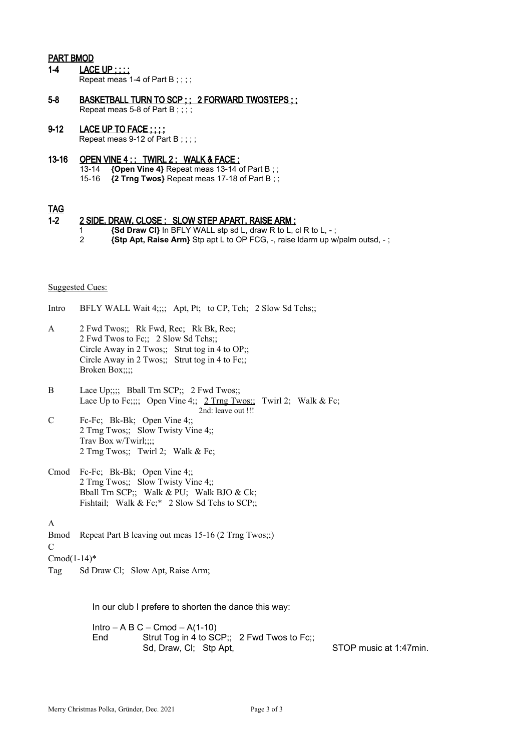## PART BMOD

**1-4 LACE UP ; ; ; ;**
Repeat meas 1-4 of Part B ; ; ; ;

**5-8 BASKETBALL TURN TO SCP ; ; 2 FORWARD TWOSTEPS ; ;**
Repeat meas 5-8 of Part B ; ; ; ;

**9-12 LACE UP TO FACE ; ; ; ;**
Repeat meas 9-12 of Part B ; ; ; ;

**13-16 OPEN VINE 4 ; ; TWIRL 2 ; WALK & FACE ;**
13-14 **{Open Vine 4}** Repeat meas 13-14 of Part B ; ;
15-16 **{2 Trng Twos}** Repeat meas 17-18 of Part B ; ;

## TAG

**1-2 2 SIDE, DRAW, CLOSE ; SLOW STEP APART, RAISE ARM ;**
1 **{Sd Draw Cl}** In BFLY WALL stp sd L, draw R to L, cl R to L, - ;
2 **{Stp Apt, Raise Arm}** Stp apt L to OP FCG, -, raise ldarm up w/palm outsd, - ;

Suggested Cues:

Intro BFLY WALL Wait 4;;;; Apt, Pt; to CP, Tch; 2 Slow Sd Tchs;;

A 2 Fwd Twos;; Rk Fwd, Rec; Rk Bk, Rec;
2 Fwd Twos to Fc;; 2 Slow Sd Tchs;;
Circle Away in 2 Twos;; Strut tog in 4 to OP;;
Circle Away in 2 Twos;; Strut tog in 4 to Fc;;
Broken Box;;;;

B Lace Up;;;; Bball Trn SCP;; 2 Fwd Twos;;
Lace Up to Fc;;;; Open Vine 4;; 2 Trng Twos;; Twirl 2; Walk & Fc;
2nd: leave out !!!

C Fc-Fc; Bk-Bk; Open Vine 4;;
2 Trng Twos;; Slow Twisty Vine 4;;
Trav Box w/Twirl;;;;
2 Trng Twos;; Twirl 2; Walk & Fc;

Cmod Fc-Fc; Bk-Bk; Open Vine 4;;
2 Trng Twos;; Slow Twisty Vine 4;;
Bball Trn SCP;; Walk & PU; Walk BJO & Ck;
Fishtail; Walk & Fc;* 2 Slow Sd Tchs to SCP;;

A

Bmod Repeat Part B leaving out meas 15-16 (2 Trng Twos;;)

C

Cmod(1-14)*

Tag Sd Draw Cl; Slow Apt, Raise Arm;

In our club I prefere to shorten the dance this way:

Intro – A B C – Cmod – A(1-10)
End Strut Tog in 4 to SCP;; 2 Fwd Twos to Fc;;
Sd, Draw, Cl; Stp Apt, STOP music at 1:47min.